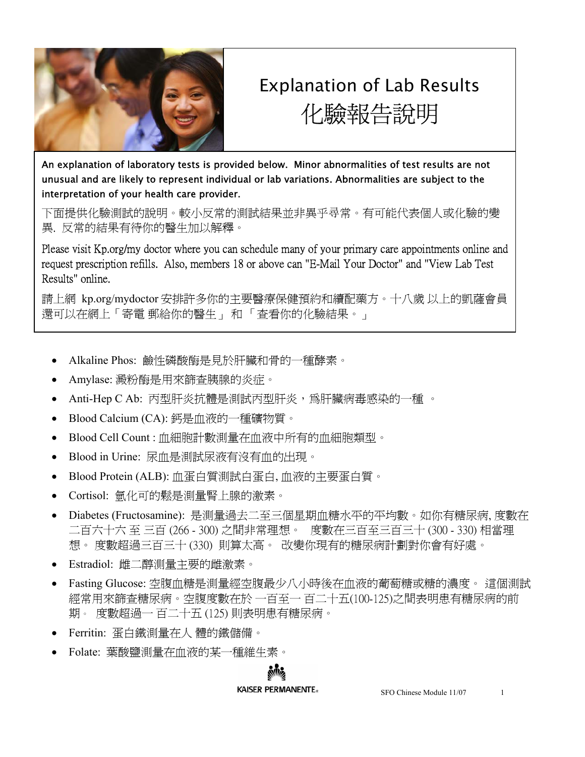# Explanation of Lab Results
# 化驗報告說明

**An explanation of laboratory tests is provided below. Minor abnormalities of test results are not unusual and are likely to represent individual or lab variations. Abnormalities are subject to the interpretation of your health care provider.**

下面提供化驗測試的說明。較小反常的測試結果並非異乎尋常。有可能代表個人或化驗的變異. 反常的結果有待你的醫生加以解釋。

Please visit Kp.org/my doctor where you can schedule many of your primary care appointments online and request prescription refills. Also, members 18 or above can "E-Mail Your Doctor" and "View Lab Test Results" online.

請上網 kp.org/mydoctor 安排許多你的主要醫療保健預約和續配藥方。十八歲 以上的凱薩會員還可以在網上「寄電 郵給你的醫生」 和 「查看你的化驗結果。」

- Alkaline Phos: 鹼性磷酸酶是見於肝臟和骨的一種酵素。
- Amylase: 澱粉酶是用來篩查胰腺的炎症。
- Anti-Hep C Ab: 丙型肝炎抗體是測試丙型肝炎，爲肝臟病毒感染的一種 。
- Blood Calcium (CA): 鈣是血液的一種礦物質。
- Blood Cell Count : 血細胞計數測量在血液中所有的血細胞類型。
- Blood in Urine: 尿血是測試尿液有沒有血的出現。
- Blood Protein (ALB): 血蛋白質測試白蛋白, 血液的主要蛋白質。
- Cortisol: 氫化可的鬆是測量腎上腺的激素。
- Diabetes (Fructosamine): 是測量過去二至三個星期血糖水平的平均數。如你有糖尿病, 度數在二百六十六 至 三百 (266 - 300) 之間非常理想。 度數在三百至三百三十 (300 - 330) 相當理想。 度數超過三百三十 (330) 則算太高。 改變你現有的糖尿病計劃對你會有好處。
- Estradiol: 雌二醇測量主要的雌激素。
- Fasting Glucose: 空腹血糖是測量經空腹最少八小時後在血液的葡萄糖或糖的濃度。 這個測試經常用來篩查糖尿病。空腹度數在於 一百至一 百二十五(100-125)之間表明患有糖尿病的前期。 度數超過一 百二十五 (125) 則表明患有糖尿病。
- Ferritin: 蛋白鐵測量在人 體的鐵儲備。
- Folate: 葉酸鹽測量在血液的某一種維生素。

KAISER PERMANENTE

SFO Chinese Module 11/07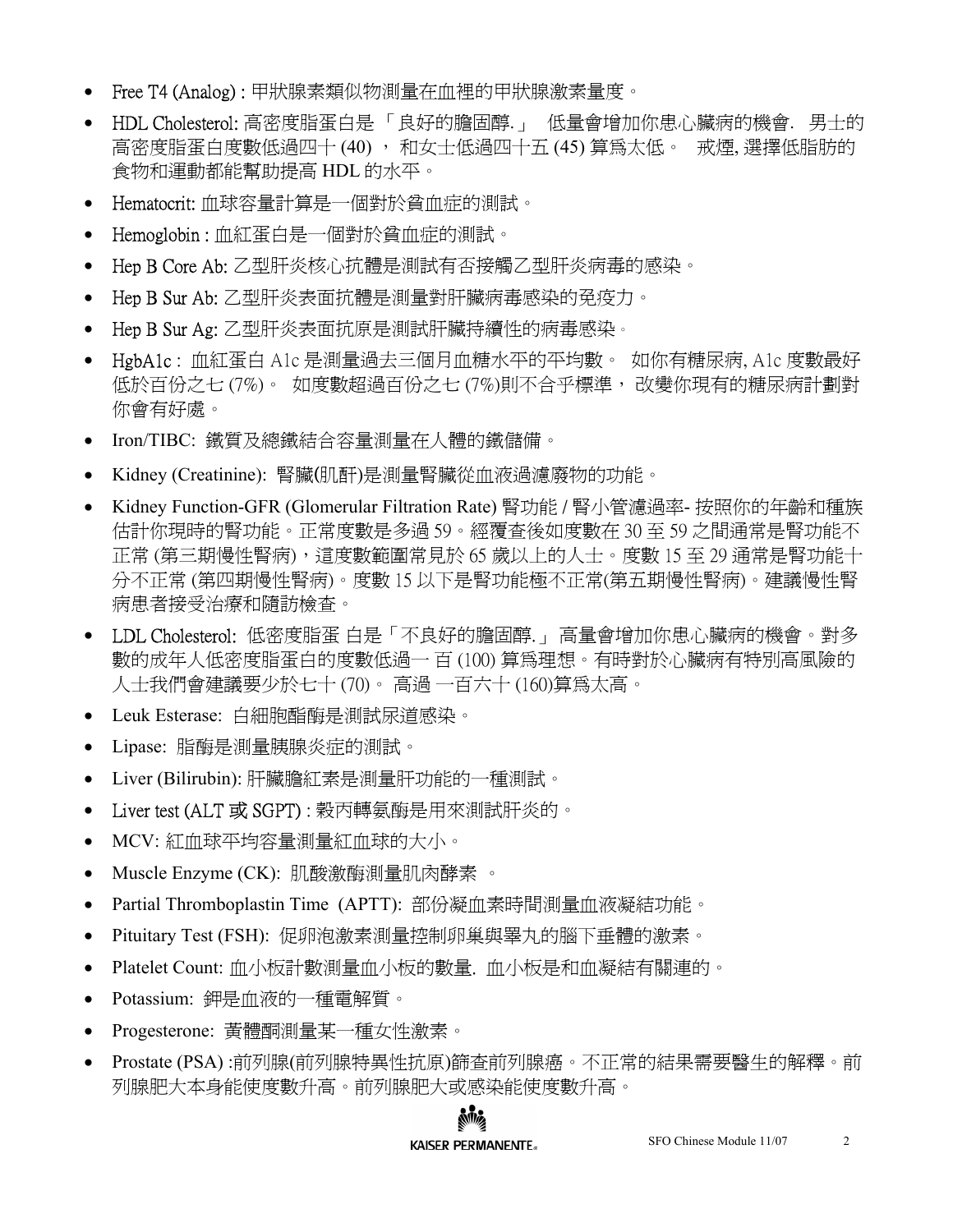- Free T4 (Analog) : 甲狀腺素類似物測量在血裡的甲狀腺激素量度。
- HDL Cholesterol: 高密度脂蛋白是 「良好的膽固醇.」 低量會增加你患心臟病的機會. 男士的高密度脂蛋白度數低過四十 (40) ， 和女士低過四十五 (45) 算爲太低。 戒煙, 選擇低脂肪的食物和運動都能幫助提高 HDL 的水平。
- Hematocrit: 血球容量計算是一個對於貧血症的測試。
- Hemoglobin : 血紅蛋白是一個對於貧血症的測試。
- Hep B Core Ab: 乙型肝炎核心抗體是測試有否接觸乙型肝炎病毒的感染。
- Hep B Sur Ab: 乙型肝炎表面抗體是測量對肝臟病毒感染的免疫力。
- Hep B Sur Ag: 乙型肝炎表面抗原是測試肝臟持續性的病毒感染。
- HgbA1c : 血紅蛋白 A1c 是測量過去三個月血糖水平的平均數。 如你有糖尿病, A1c 度數最好低於百份之七 (7%)。 如度數超過百份之七 (7%)則不合乎標準， 改變你現有的糖尿病計劃對你會有好處。
- Iron/TIBC: 鐵質及總鐵結合容量測量在人體的鐵儲備。
- Kidney (Creatinine): 腎臟(肌酐)是測量腎臟從血液過濾廢物的功能。
- Kidney Function-GFR (Glomerular Filtration Rate) 腎功能 / 腎小管濾過率- 按照你的年齡和種族估計你現時的腎功能。正常度數是多過 59。經覆查後如度數在 30 至 59 之間通常是腎功能不正常 (第三期慢性腎病)，這度數範圍常見於 65 歲以上的人士。度數 15 至 29 通常是腎功能十分不正常 (第四期慢性腎病)。度數 15 以下是腎功能極不正常(第五期慢性腎病)。建議慢性腎病患者接受治療和隨訪檢查。
- LDL Cholesterol: 低密度脂蛋 白是「不良好的膽固醇.」 高量會增加你患心臟病的機會。對多數的成年人低密度脂蛋白的度數低過一 百 (100) 算爲理想。有時對於心臟病有特別高風險的人士我們會建議要少於七十 (70)。 高過 一百六十 (160)算爲太高。
- Leuk Esterase: 白細胞酯酶是測試尿道感染。
- Lipase: 脂酶是測量胰腺炎症的測試。
- Liver (Bilirubin): 肝臟膽紅素是測量肝功能的一種測試。
- Liver test (ALT 或 SGPT) : 穀丙轉氨酶是用來測試肝炎的。
- MCV: 紅血球平均容量測量紅血球的大小。
- Muscle Enzyme (CK): 肌酸激酶測量肌肉酵素 。
- Partial Thromboplastin Time (APTT): 部份凝血素時間測量血液凝結功能。
- Pituitary Test (FSH): 促卵泡激素測量控制卵巢與睪丸的腦下垂體的激素。
- Platelet Count: 血小板計數測量血小板的數量. 血小板是和血凝結有關連的。
- Potassium: 鉀是血液的一種電解質。
- Progesterone: 黃體酮測量某一種女性激素。
- Prostate (PSA) :前列腺(前列腺特異性抗原)篩查前列腺癌。不正常的結果需要醫生的解釋。前列腺肥大本身能使度數升高。前列腺肥大或感染能使度數升高。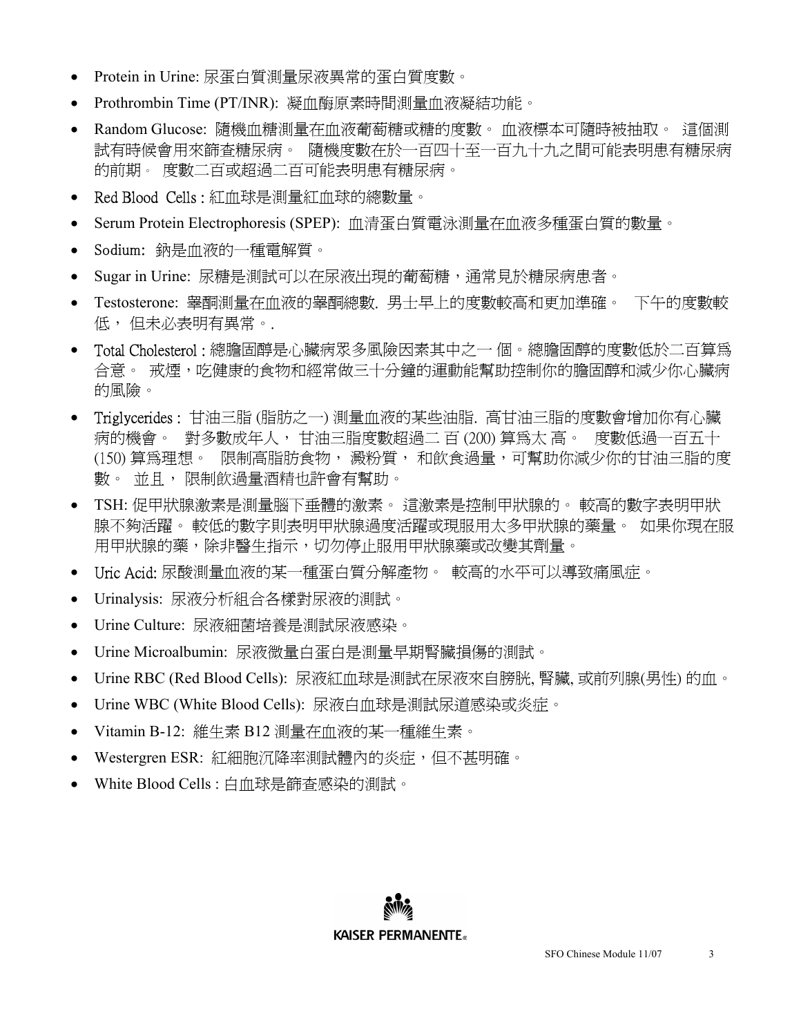- Protein in Urine: 尿蛋白質測量尿液異常的蛋白質度數。
- Prothrombin Time (PT/INR): 凝血酶原素時間測量血液凝結功能。
- Random Glucose: 隨機血糖測量在血液葡萄糖或糖的度數。 血液標本可隨時被抽取。 這個測試有時候會用來篩查糖尿病。 隨機度數在於一百四十至一百九十九之間可能表明患有糖尿病的前期。 度數二百或超過二百可能表明患有糖尿病。
- Red Blood Cells : 紅血球是測量紅血球的總數量。
- Serum Protein Electrophoresis (SPEP): 血清蛋白質電泳測量在血液多種蛋白質的數量。
- Sodium: 鈉是血液的一種電解質。
- Sugar in Urine: 尿糖是測試可以在尿液出現的葡萄糖，通常見於糖尿病患者。
- Testosterone: 睾酮測量在血液的睾酮總數. 男士早上的度數較高和更加準確。 下午的度數較低， 但未必表明有異常。.
- Total Cholesterol : 總膽固醇是心臟病眾多風險因素其中之一 個。總膽固醇的度數低於二百算為合意。 戒煙，吃健康的食物和經常做三十分鐘的運動能幫助控制你的膽固醇和減少你心臟病的風險。
- Triglycerides : 甘油三脂 (脂肪之一) 測量血液的某些油脂. 高甘油三脂的度數會增加你有心臟病的機會。 對多數成年人， 甘油三脂度數超過二 百 (200) 算為太 高。 度數低過一百五十 (150) 算為理想。 限制高脂肪食物， 澱粉質， 和飲食過量，可幫助你減少你的甘油三脂的度數。 並且， 限制飲過量酒精也許會有幫助。
- TSH: 促甲狀腺激素是測量腦下垂體的激素。 這激素是控制甲狀腺的。 較高的數字表明甲狀腺不夠活躍。 較低的數字則表明甲狀腺過度活躍或現服用太多甲狀腺的藥量。 如果你現在服用甲狀腺的藥，除非醫生指示，切勿停止服用甲狀腺藥或改變其劑量。
- Uric Acid: 尿酸測量血液的某一種蛋白質分解產物。 較高的水平可以導致痛風症。
- Urinalysis: 尿液分析組合各樣對尿液的測試。
- Urine Culture: 尿液細菌培養是測試尿液感染。
- Urine Microalbumin: 尿液微量白蛋白是測量早期腎臟損傷的測試。
- Urine RBC (Red Blood Cells): 尿液紅血球是測試在尿液來自膀胱, 腎臟, 或前列腺(男性) 的血。
- Urine WBC (White Blood Cells): 尿液白血球是測試尿道感染或炎症。
- Vitamin B-12: 維生素 B12 測量在血液的某一種維生素。
- Westergren ESR: 紅細胞沉降率測試體內的炎症，但不甚明確。
- White Blood Cells : 白血球是篩查感染的測試。

KAISER PERMANENTE®

SFO Chinese Module 11/07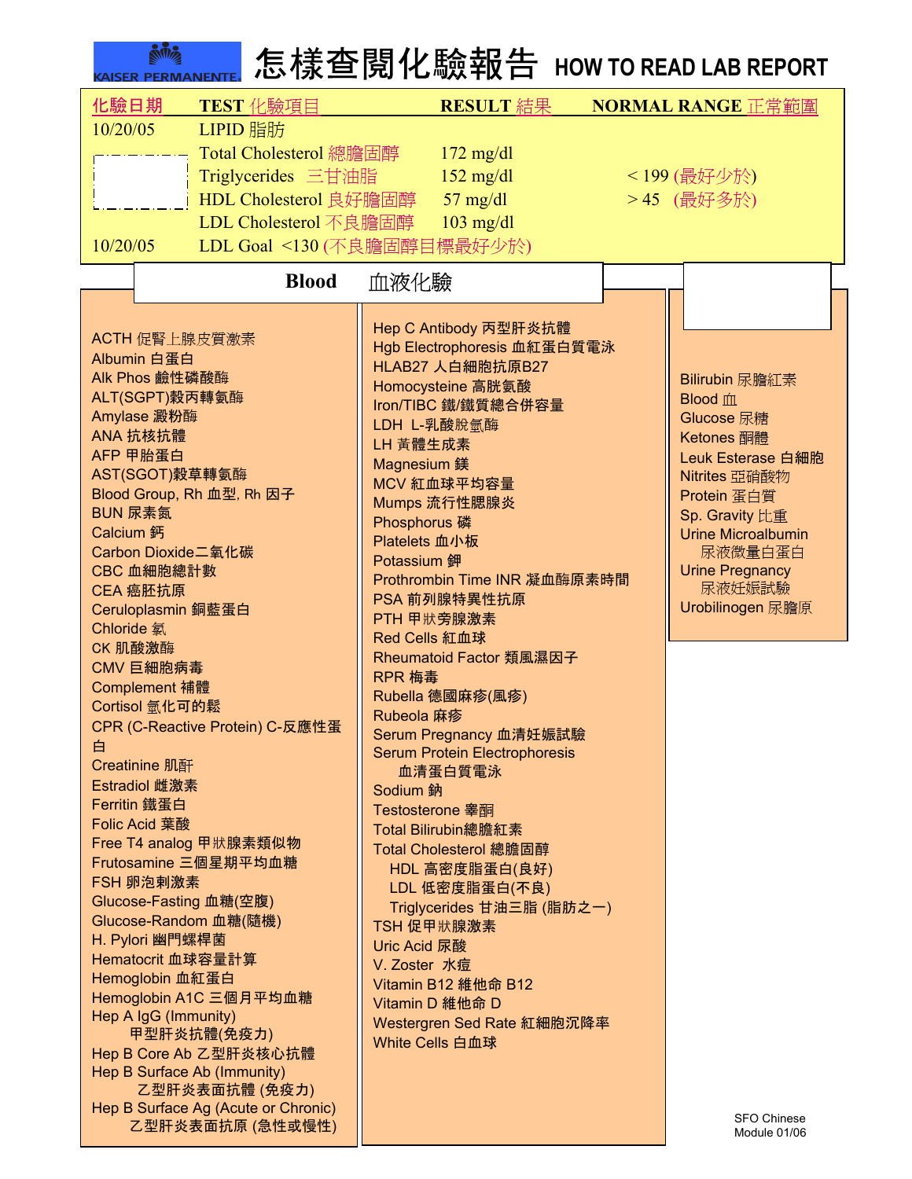# 怎樣查閱化驗報告 HOW TO READ LAB REPORT

KAISER PERMANENTE

| 化驗日期 | TEST 化驗項目 | RESULT 結果 | NORMAL RANGE 正常範圍 |
|---|---|---|---|
| 10/20/05 | LIPID 脂肪 | | |
| | Total Cholesterol 總膽固醇 | 172 mg/dl | |
| | Triglycerides 三甘油脂 | 152 mg/dl | < 199 (最好少於) |
| | HDL Cholesterol 良好膽固醇 | 57 mg/dl | > 45 (最好多於) |
| | LDL Cholesterol 不良膽固醇 | 103 mg/dl | |
| 10/20/05 | LDL Goal <130 (不良膽固醇目標最好少於) | | |

## Blood 血液化驗

- ACTH 促腎上腺皮質激素
- Albumin 白蛋白
- Alk Phos 鹼性磷酸酶
- ALT(SGPT)穀丙轉氨酶
- Amylase 澱粉酶
- ANA 抗核抗體
- AFP 甲胎蛋白
- AST(SGOT)穀草轉氨酶
- Blood Group, Rh 血型, Rh 因子
- BUN 尿素氮
- Calcium 鈣
- Carbon Dioxide二氧化碳
- CBC 血細胞總計數
- CEA 癌胚抗原
- Ceruloplasmin 銅藍蛋白
- Chloride 氯
- CK 肌酸激酶
- CMV 巨細胞病毒
- Complement 補體
- Cortisol 氫化可的鬆
- CPR (C-Reactive Protein) C-反應性蛋白
- Creatinine 肌酐
- Estradiol 雌激素
- Ferritin 鐵蛋白
- Folic Acid 葉酸
- Free T4 analog 甲狀腺素類似物
- Frutosamine 三個星期平均血糖
- FSH 卵泡刺激素
- Glucose-Fasting 血糖(空腹)
- Glucose-Random 血糖(隨機)
- H. Pylori 幽門螺桿菌
- Hematocrit 血球容量計算
- Hemoglobin 血紅蛋白
- Hemoglobin A1C 三個月平均血糖
- Hep A IgG (Immunity) 甲型肝炎抗體(免疫力)
- Hep B Core Ab 乙型肝炎核心抗體
- Hep B Surface Ab (Immunity) 乙型肝炎表面抗體 (免疫力)
- Hep B Surface Ag (Acute or Chronic) 乙型肝炎表面抗原 (急性或慢性)
- Hep C Antibody 丙型肝炎抗體
- Hgb Electrophoresis 血紅蛋白質電泳
- HLAB27 人白細胞抗原B27
- Homocysteine 高胱氨酸
- Iron/TIBC 鐵/鐵質總合併容量
- LDH L-乳酸脫氫酶
- LH 黃體生成素
- Magnesium 鎂
- MCV 紅血球平均容量
- Mumps 流行性腮腺炎
- Phosphorus 磷
- Platelets 血小板
- Potassium 鉀
- Prothrombin Time INR 凝血酶原素時間
- PSA 前列腺特異性抗原
- PTH 甲狀旁腺激素
- Red Cells 紅血球
- Rheumatoid Factor 類風濕因子
- RPR 梅毒
- Rubella 德國麻疹(風疹)
- Rubeola 麻疹
- Serum Pregnancy 血清妊娠試驗
- Serum Protein Electrophoresis 血清蛋白質電泳
- Sodium 鈉
- Testosterone 睾酮
- Total Bilirubin總膽紅素
- Total Cholesterol 總膽固醇
  - HDL 高密度脂蛋白(良好)
  - LDL 低密度脂蛋白(不良)
  - Triglycerides 甘油三脂 (脂肪之一)
- TSH 促甲狀腺激素
- Uric Acid 尿酸
- V. Zoster 水痘
- Vitamin B12 維他命 B12
- Vitamin D 維他命 D
- Westergren Sed Rate 紅細胞沉降率
- White Cells 白血球

- Bilirubin 尿膽紅素
- Blood 血
- Glucose 尿糖
- Ketones 酮體
- Leuk Esterase 白細胞
- Nitrites 亞硝酸物
- Protein 蛋白質
- Sp. Gravity 比重
- Urine Microalbumin 尿液微量白蛋白
- Urine Pregnancy 尿液妊娠試驗
- Urobilinogen 尿膽原

SFO Chinese Module 01/06